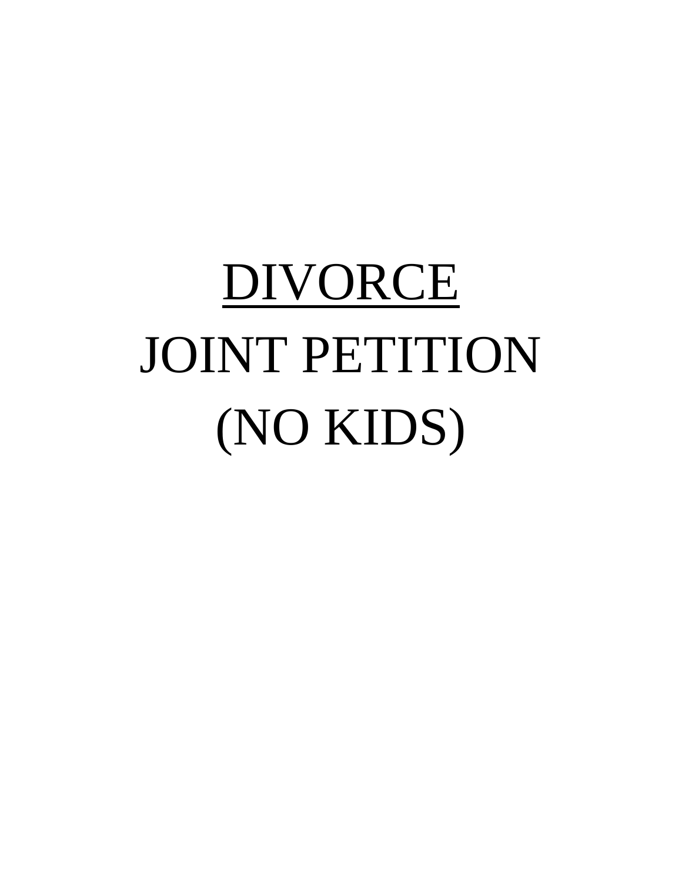# DIVORCE

# JOINT PETITION

# (NO KIDS)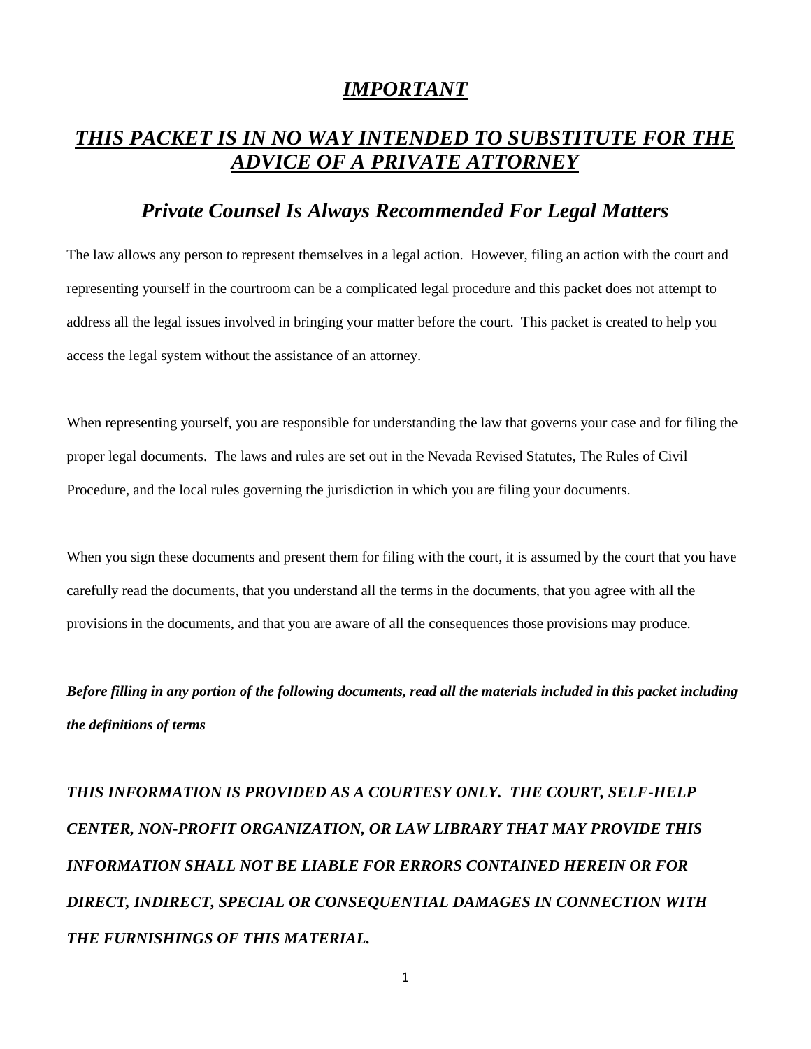# ***IMPORTANT***

## ***THIS PACKET IS IN NO WAY INTENDED TO SUBSTITUTE FOR THE ADVICE OF A PRIVATE ATTORNEY***

### ***Private Counsel Is Always Recommended For Legal Matters***

The law allows any person to represent themselves in a legal action. However, filing an action with the court and representing yourself in the courtroom can be a complicated legal procedure and this packet does not attempt to address all the legal issues involved in bringing your matter before the court. This packet is created to help you access the legal system without the assistance of an attorney.

When representing yourself, you are responsible for understanding the law that governs your case and for filing the proper legal documents. The laws and rules are set out in the Nevada Revised Statutes, The Rules of Civil Procedure, and the local rules governing the jurisdiction in which you are filing your documents.

When you sign these documents and present them for filing with the court, it is assumed by the court that you have carefully read the documents, that you understand all the terms in the documents, that you agree with all the provisions in the documents, and that you are aware of all the consequences those provisions may produce.

***Before filling in any portion of the following documents, read all the materials included in this packet including the definitions of terms***

***THIS INFORMATION IS PROVIDED AS A COURTESY ONLY. THE COURT, SELF-HELP CENTER, NON-PROFIT ORGANIZATION, OR LAW LIBRARY THAT MAY PROVIDE THIS INFORMATION SHALL NOT BE LIABLE FOR ERRORS CONTAINED HEREIN OR FOR DIRECT, INDIRECT, SPECIAL OR CONSEQUENTIAL DAMAGES IN CONNECTION WITH THE FURNISHINGS OF THIS MATERIAL.***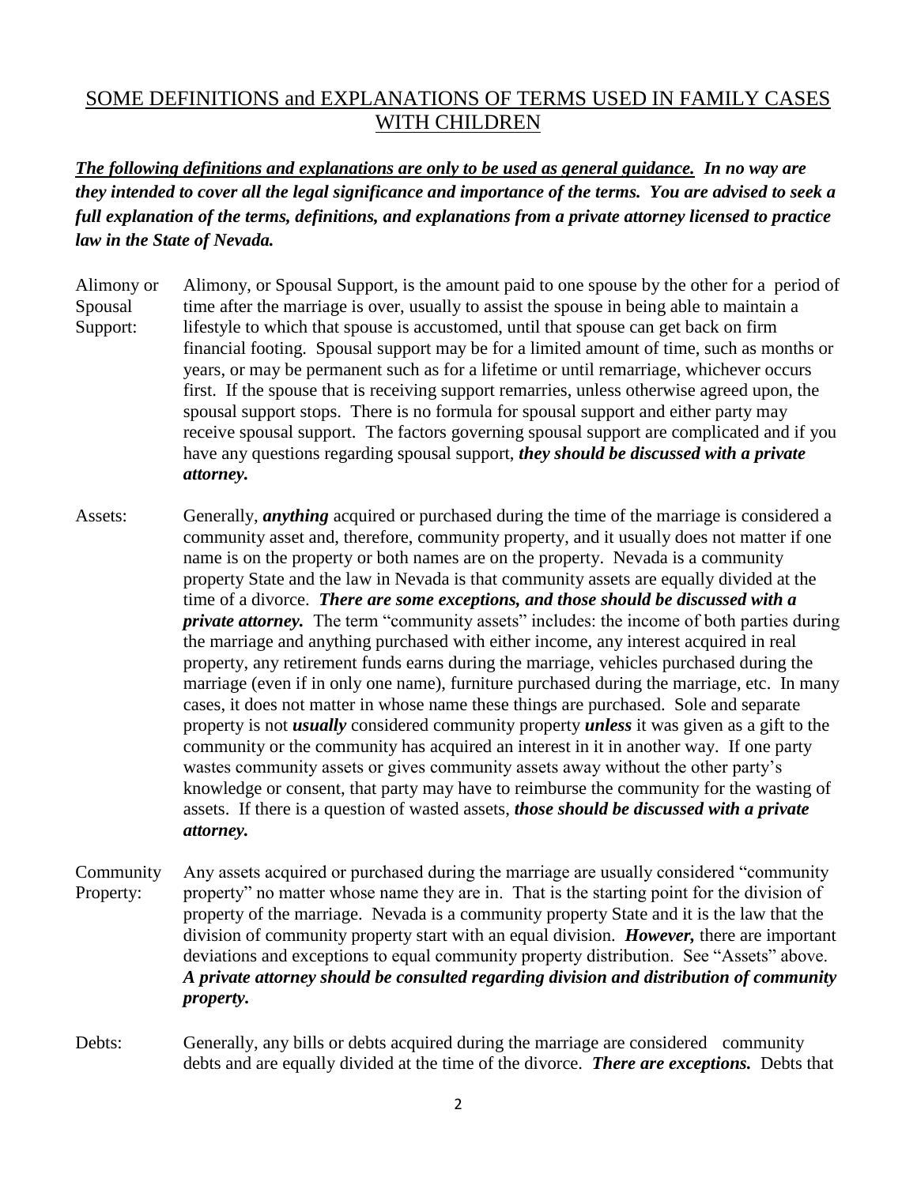## SOME DEFINITIONS and EXPLANATIONS OF TERMS USED IN FAMILY CASES WITH CHILDREN

***The following definitions and explanations are only to be used as general guidance.* In no way are they intended to cover all the legal significance and importance of the terms. You are advised to seek a full explanation of the terms, definitions, and explanations from a private attorney licensed to practice law in the State of Nevada.**

**Alimony or Spousal Support:** Alimony, or Spousal Support, is the amount paid to one spouse by the other for a period of time after the marriage is over, usually to assist the spouse in being able to maintain a lifestyle to which that spouse is accustomed, until that spouse can get back on firm financial footing. Spousal support may be for a limited amount of time, such as months or years, or may be permanent such as for a lifetime or until remarriage, whichever occurs first. If the spouse that is receiving support remarries, unless otherwise agreed upon, the spousal support stops. There is no formula for spousal support and either party may receive spousal support. The factors governing spousal support are complicated and if you have any questions regarding spousal support, ***they should be discussed with a private attorney.***

**Assets:** Generally, ***anything*** acquired or purchased during the time of the marriage is considered a community asset and, therefore, community property, and it usually does not matter if one name is on the property or both names are on the property. Nevada is a community property State and the law in Nevada is that community assets are equally divided at the time of a divorce. ***There are some exceptions, and those should be discussed with a private attorney.*** The term "community assets" includes: the income of both parties during the marriage and anything purchased with either income, any interest acquired in real property, any retirement funds earns during the marriage, vehicles purchased during the marriage (even if in only one name), furniture purchased during the marriage, etc. In many cases, it does not matter in whose name these things are purchased. Sole and separate property is not ***usually*** considered community property ***unless*** it was given as a gift to the community or the community has acquired an interest in it in another way. If one party wastes community assets or gives community assets away without the other party's knowledge or consent, that party may have to reimburse the community for the wasting of assets. If there is a question of wasted assets, ***those should be discussed with a private attorney.***

**Community Property:** Any assets acquired or purchased during the marriage are usually considered "community property" no matter whose name they are in. That is the starting point for the division of property of the marriage. Nevada is a community property State and it is the law that the division of community property start with an equal division. ***However,*** there are important deviations and exceptions to equal community property distribution. See "Assets" above. ***A private attorney should be consulted regarding division and distribution of community property.***

**Debts:** Generally, any bills or debts acquired during the marriage are considered community debts and are equally divided at the time of the divorce. ***There are exceptions.*** Debts that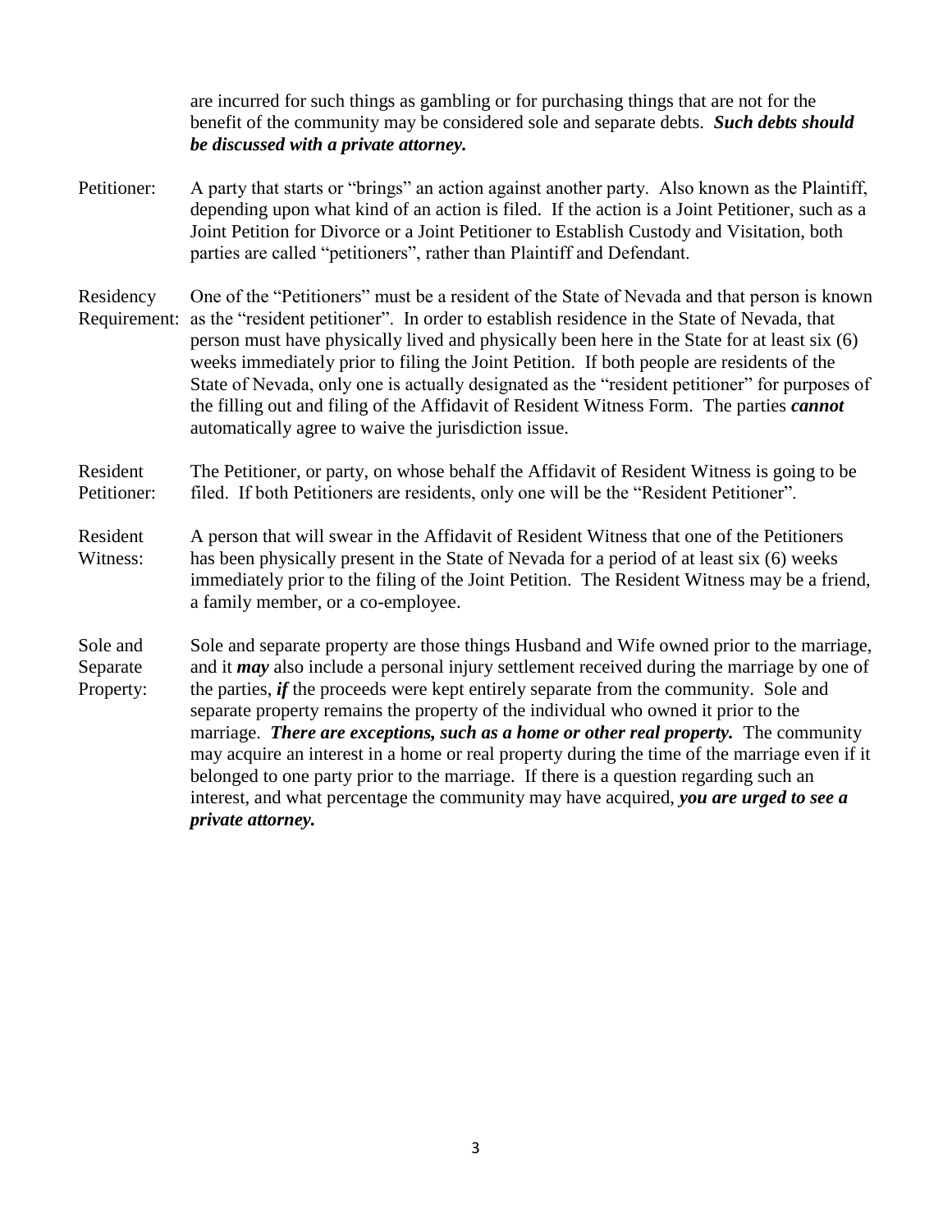are incurred for such things as gambling or for purchasing things that are not for the benefit of the community may be considered sole and separate debts. ***Such debts should be discussed with a private attorney.***

**Petitioner:** A party that starts or "brings" an action against another party. Also known as the Plaintiff, depending upon what kind of an action is filed. If the action is a Joint Petitioner, such as a Joint Petition for Divorce or a Joint Petitioner to Establish Custody and Visitation, both parties are called "petitioners", rather than Plaintiff and Defendant.

**Residency Requirement:** One of the "Petitioners" must be a resident of the State of Nevada and that person is known as the "resident petitioner". In order to establish residence in the State of Nevada, that person must have physically lived and physically been here in the State for at least six (6) weeks immediately prior to filing the Joint Petition. If both people are residents of the State of Nevada, only one is actually designated as the "resident petitioner" for purposes of the filling out and filing of the Affidavit of Resident Witness Form. The parties ***cannot*** automatically agree to waive the jurisdiction issue.

**Resident Petitioner:** The Petitioner, or party, on whose behalf the Affidavit of Resident Witness is going to be filed. If both Petitioners are residents, only one will be the "Resident Petitioner".

**Resident Witness:** A person that will swear in the Affidavit of Resident Witness that one of the Petitioners has been physically present in the State of Nevada for a period of at least six (6) weeks immediately prior to the filing of the Joint Petition. The Resident Witness may be a friend, a family member, or a co-employee.

**Sole and Separate Property:** Sole and separate property are those things Husband and Wife owned prior to the marriage, and it ***may*** also include a personal injury settlement received during the marriage by one of the parties, ***if*** the proceeds were kept entirely separate from the community. Sole and separate property remains the property of the individual who owned it prior to the marriage. ***There are exceptions, such as a home or other real property.*** The community may acquire an interest in a home or real property during the time of the marriage even if it belonged to one party prior to the marriage. If there is a question regarding such an interest, and what percentage the community may have acquired, ***you are urged to see a private attorney.***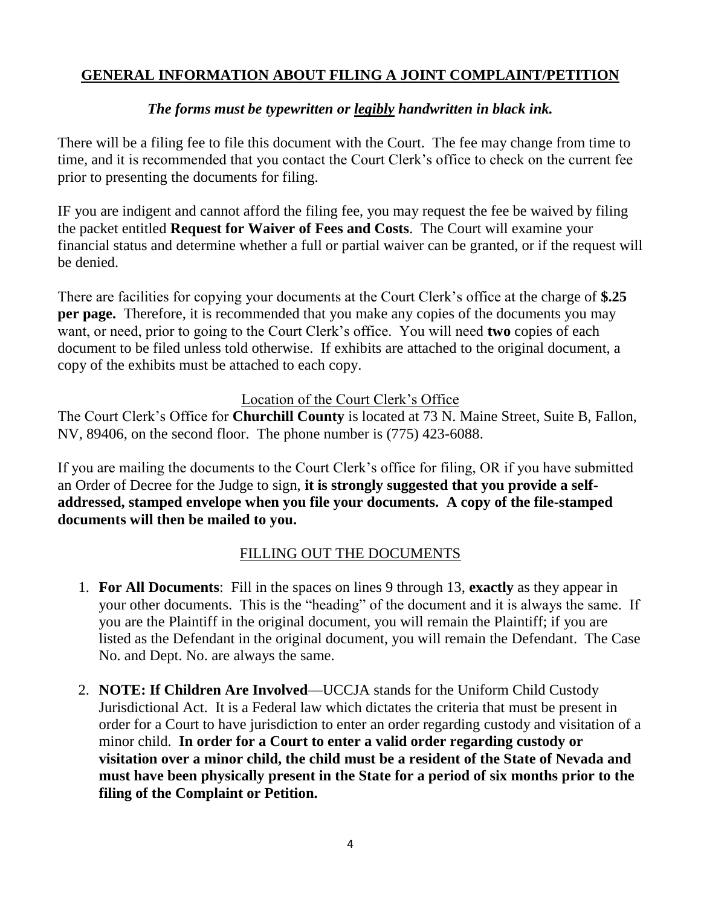## GENERAL INFORMATION ABOUT FILING A JOINT COMPLAINT/PETITION

***The forms must be typewritten or legibly handwritten in black ink.***

There will be a filing fee to file this document with the Court. The fee may change from time to time, and it is recommended that you contact the Court Clerk's office to check on the current fee prior to presenting the documents for filing.

IF you are indigent and cannot afford the filing fee, you may request the fee be waived by filing the packet entitled **Request for Waiver of Fees and Costs**. The Court will examine your financial status and determine whether a full or partial waiver can be granted, or if the request will be denied.

There are facilities for copying your documents at the Court Clerk's office at the charge of **$.25 per page.** Therefore, it is recommended that you make any copies of the documents you may want, or need, prior to going to the Court Clerk's office. You will need **two** copies of each document to be filed unless told otherwise. If exhibits are attached to the original document, a copy of the exhibits must be attached to each copy.

Location of the Court Clerk's Office

The Court Clerk's Office for **Churchill County** is located at 73 N. Maine Street, Suite B, Fallon, NV, 89406, on the second floor. The phone number is (775) 423-6088.

If you are mailing the documents to the Court Clerk's office for filing, OR if you have submitted an Order of Decree for the Judge to sign, **it is strongly suggested that you provide a self-addressed, stamped envelope when you file your documents. A copy of the file-stamped documents will then be mailed to you.**

FILLING OUT THE DOCUMENTS

1. **For All Documents**: Fill in the spaces on lines 9 through 13, **exactly** as they appear in your other documents. This is the "heading" of the document and it is always the same. If you are the Plaintiff in the original document, you will remain the Plaintiff; if you are listed as the Defendant in the original document, you will remain the Defendant. The Case No. and Dept. No. are always the same.

2. **NOTE: If Children Are Involved**—UCCJA stands for the Uniform Child Custody Jurisdictional Act. It is a Federal law which dictates the criteria that must be present in order for a Court to have jurisdiction to enter an order regarding custody and visitation of a minor child. **In order for a Court to enter a valid order regarding custody or visitation over a minor child, the child must be a resident of the State of Nevada and must have been physically present in the State for a period of six months prior to the filing of the Complaint or Petition.**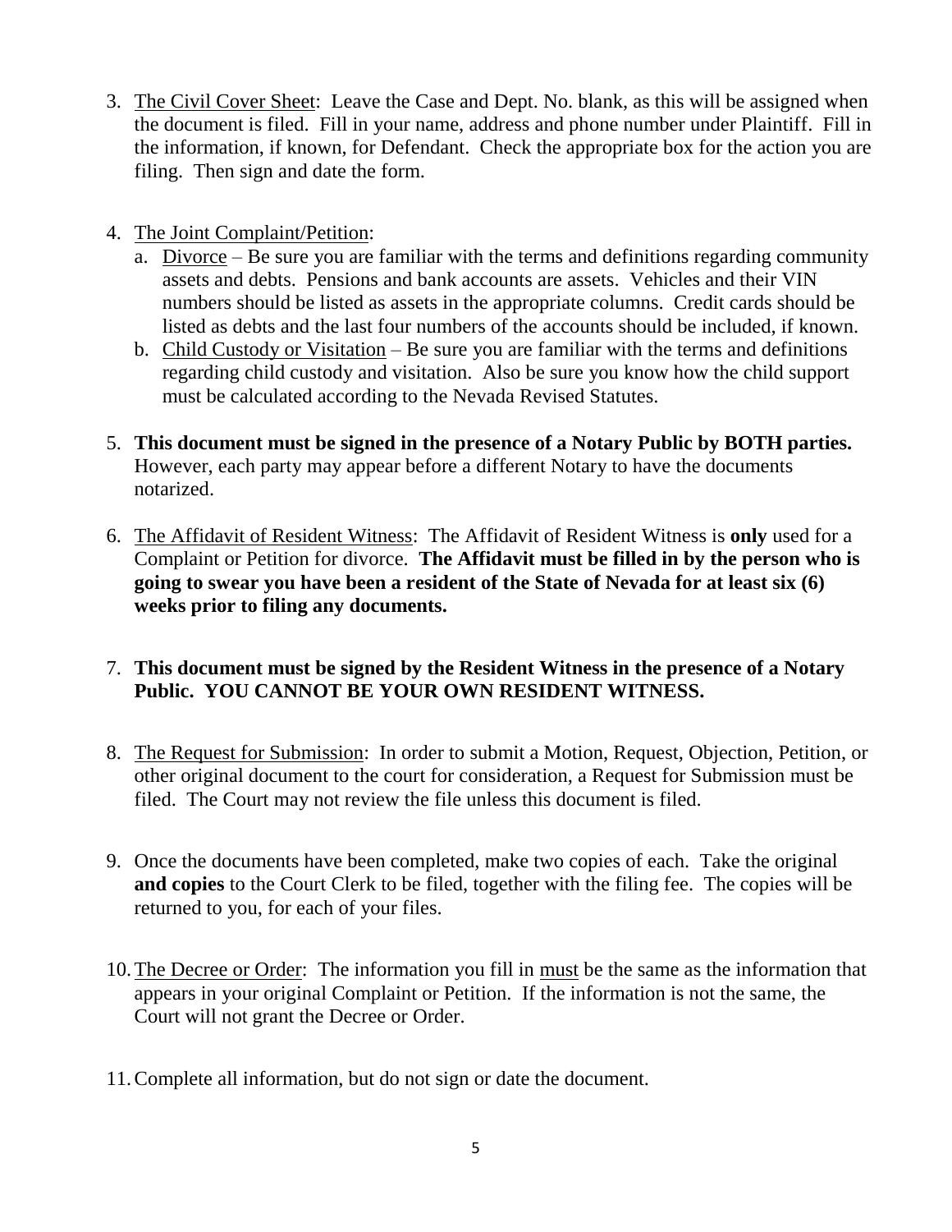3. The Civil Cover Sheet: Leave the Case and Dept. No. blank, as this will be assigned when the document is filed. Fill in your name, address and phone number under Plaintiff. Fill in the information, if known, for Defendant. Check the appropriate box for the action you are filing. Then sign and date the form.

4. The Joint Complaint/Petition:
   a. Divorce – Be sure you are familiar with the terms and definitions regarding community assets and debts. Pensions and bank accounts are assets. Vehicles and their VIN numbers should be listed as assets in the appropriate columns. Credit cards should be listed as debts and the last four numbers of the accounts should be included, if known.
   b. Child Custody or Visitation – Be sure you are familiar with the terms and definitions regarding child custody and visitation. Also be sure you know how the child support must be calculated according to the Nevada Revised Statutes.

5. **This document must be signed in the presence of a Notary Public by BOTH parties.** However, each party may appear before a different Notary to have the documents notarized.

6. The Affidavit of Resident Witness: The Affidavit of Resident Witness is **only** used for a Complaint or Petition for divorce. **The Affidavit must be filled in by the person who is going to swear you have been a resident of the State of Nevada for at least six (6) weeks prior to filing any documents.**

7. **This document must be signed by the Resident Witness in the presence of a Notary Public. YOU CANNOT BE YOUR OWN RESIDENT WITNESS.**

8. The Request for Submission: In order to submit a Motion, Request, Objection, Petition, or other original document to the court for consideration, a Request for Submission must be filed. The Court may not review the file unless this document is filed.

9. Once the documents have been completed, make two copies of each. Take the original **and copies** to the Court Clerk to be filed, together with the filing fee. The copies will be returned to you, for each of your files.

10. The Decree or Order: The information you fill in must be the same as the information that appears in your original Complaint or Petition. If the information is not the same, the Court will not grant the Decree or Order.

11. Complete all information, but do not sign or date the document.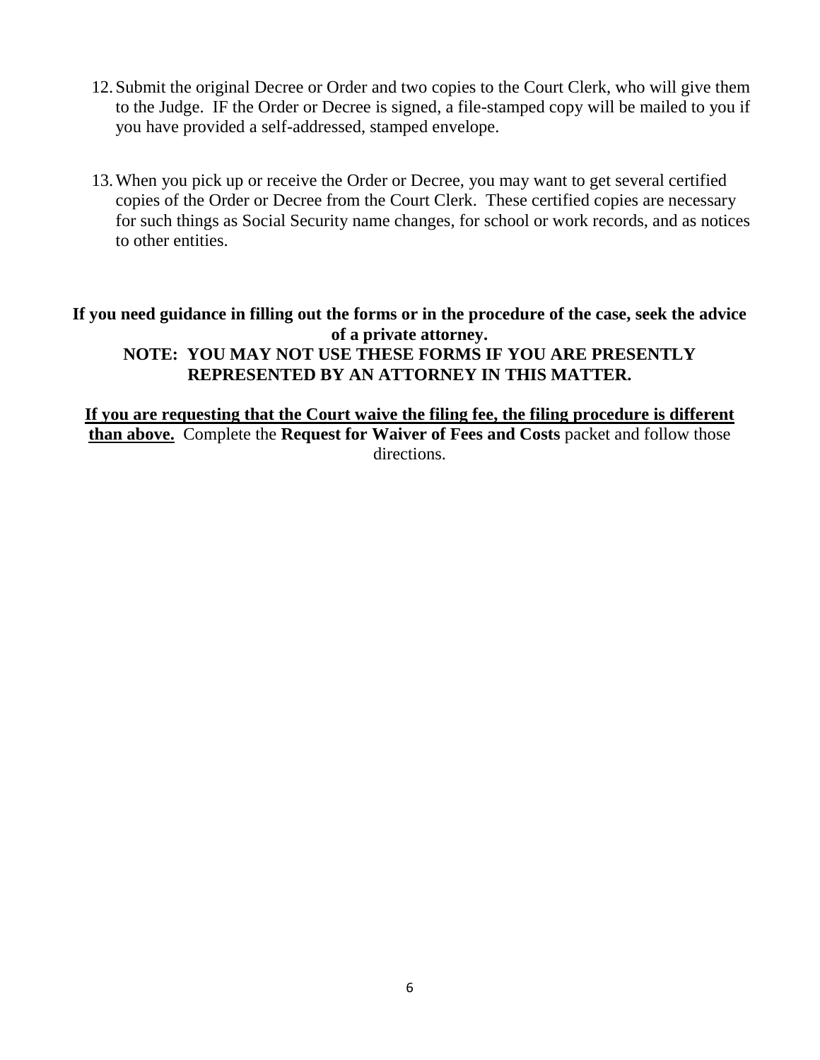12. Submit the original Decree or Order and two copies to the Court Clerk, who will give them to the Judge. IF the Order or Decree is signed, a file-stamped copy will be mailed to you if you have provided a self-addressed, stamped envelope.

13. When you pick up or receive the Order or Decree, you may want to get several certified copies of the Order or Decree from the Court Clerk. These certified copies are necessary for such things as Social Security name changes, for school or work records, and as notices to other entities.

**If you need guidance in filling out the forms or in the procedure of the case, seek the advice of a private attorney.**

**NOTE: YOU MAY NOT USE THESE FORMS IF YOU ARE PRESENTLY REPRESENTED BY AN ATTORNEY IN THIS MATTER.**

**<u>If you are requesting that the Court waive the filing fee, the filing procedure is different than above.</u>** Complete the **Request for Waiver of Fees and Costs** packet and follow those directions.